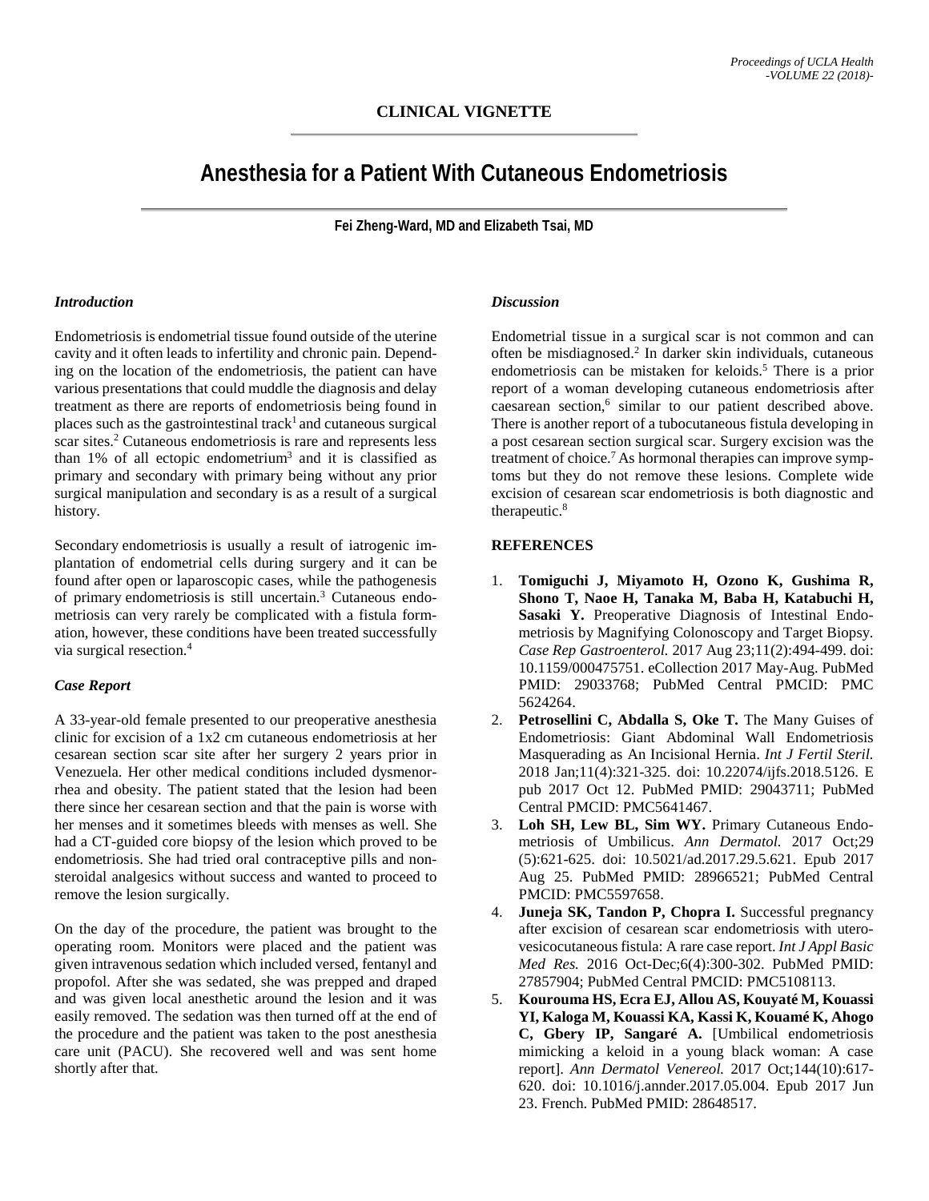## CLINICAL VIGNETTE

# Anesthesia for a Patient With Cutaneous Endometriosis

**Fei Zheng-Ward, MD and Elizabeth Tsai, MD**

### *Introduction*

Endometriosis is endometrial tissue found outside of the uterine cavity and it often leads to infertility and chronic pain. Depending on the location of the endometriosis, the patient can have various presentations that could muddle the diagnosis and delay treatment as there are reports of endometriosis being found in places such as the gastrointestinal track[1] and cutaneous surgical scar sites.[2] Cutaneous endometriosis is rare and represents less than 1% of all ectopic endometrium[3] and it is classified as primary and secondary with primary being without any prior surgical manipulation and secondary is as a result of a surgical history.

Secondary endometriosis is usually a result of iatrogenic implantation of endometrial cells during surgery and it can be found after open or laparoscopic cases, while the pathogenesis of primary endometriosis is still uncertain.[3] Cutaneous endometriosis can very rarely be complicated with a fistula formation, however, these conditions have been treated successfully via surgical resection.[4]

### *Case Report*

A 33-year-old female presented to our preoperative anesthesia clinic for excision of a 1x2 cm cutaneous endometriosis at her cesarean section scar site after her surgery 2 years prior in Venezuela. Her other medical conditions included dysmenorrhea and obesity. The patient stated that the lesion had been there since her cesarean section and that the pain is worse with her menses and it sometimes bleeds with menses as well. She had a CT-guided core biopsy of the lesion which proved to be endometriosis. She had tried oral contraceptive pills and nonsteroidal analgesics without success and wanted to proceed to remove the lesion surgically.

On the day of the procedure, the patient was brought to the operating room. Monitors were placed and the patient was given intravenous sedation which included versed, fentanyl and propofol. After she was sedated, she was prepped and draped and was given local anesthetic around the lesion and it was easily removed. The sedation was then turned off at the end of the procedure and the patient was taken to the post anesthesia care unit (PACU). She recovered well and was sent home shortly after that.

### *Discussion*

Endometrial tissue in a surgical scar is not common and can often be misdiagnosed.[2] In darker skin individuals, cutaneous endometriosis can be mistaken for keloids.[5] There is a prior report of a woman developing cutaneous endometriosis after caesarean section,[6] similar to our patient described above. There is another report of a tubocutaneous fistula developing in a post cesarean section surgical scar. Surgery excision was the treatment of choice.[7] As hormonal therapies can improve symptoms but they do not remove these lesions. Complete wide excision of cesarean scar endometriosis is both diagnostic and therapeutic.[8]

### REFERENCES

1. **Tomiguchi J, Miyamoto H, Ozono K, Gushima R, Shono T, Naoe H, Tanaka M, Baba H, Katabuchi H, Sasaki Y.** Preoperative Diagnosis of Intestinal Endometriosis by Magnifying Colonoscopy and Target Biopsy. *Case Rep Gastroenterol.* 2017 Aug 23;11(2):494-499. doi: 10.1159/000475751. eCollection 2017 May-Aug. PubMed PMID: 29033768; PubMed Central PMCID: PMC 5624264.
2. **Petrosellini C, Abdalla S, Oke T.** The Many Guises of Endometriosis: Giant Abdominal Wall Endometriosis Masquerading as An Incisional Hernia. *Int J Fertil Steril.* 2018 Jan;11(4):321-325. doi: 10.22074/ijfs.2018.5126. E pub 2017 Oct 12. PubMed PMID: 29043711; PubMed Central PMCID: PMC5641467.
3. **Loh SH, Lew BL, Sim WY.** Primary Cutaneous Endometriosis of Umbilicus. *Ann Dermatol.* 2017 Oct;29 (5):621-625. doi: 10.5021/ad.2017.29.5.621. Epub 2017 Aug 25. PubMed PMID: 28966521; PubMed Central PMCID: PMC5597658.
4. **Juneja SK, Tandon P, Chopra I.** Successful pregnancy after excision of cesarean scar endometriosis with uterovesicocutaneous fistula: A rare case report. *Int J Appl Basic Med Res.* 2016 Oct-Dec;6(4):300-302. PubMed PMID: 27857904; PubMed Central PMCID: PMC5108113.
5. **Kourouma HS, Ecra EJ, Allou AS, Kouyaté M, Kouassi YI, Kaloga M, Kouassi KA, Kassi K, Kouamé K, Ahogo C, Gbery IP, Sangaré A.** [Umbilical endometriosis mimicking a keloid in a young black woman: A case report]. *Ann Dermatol Venereol.* 2017 Oct;144(10):617-620. doi: 10.1016/j.annder.2017.05.004. Epub 2017 Jun 23. French. PubMed PMID: 28648517.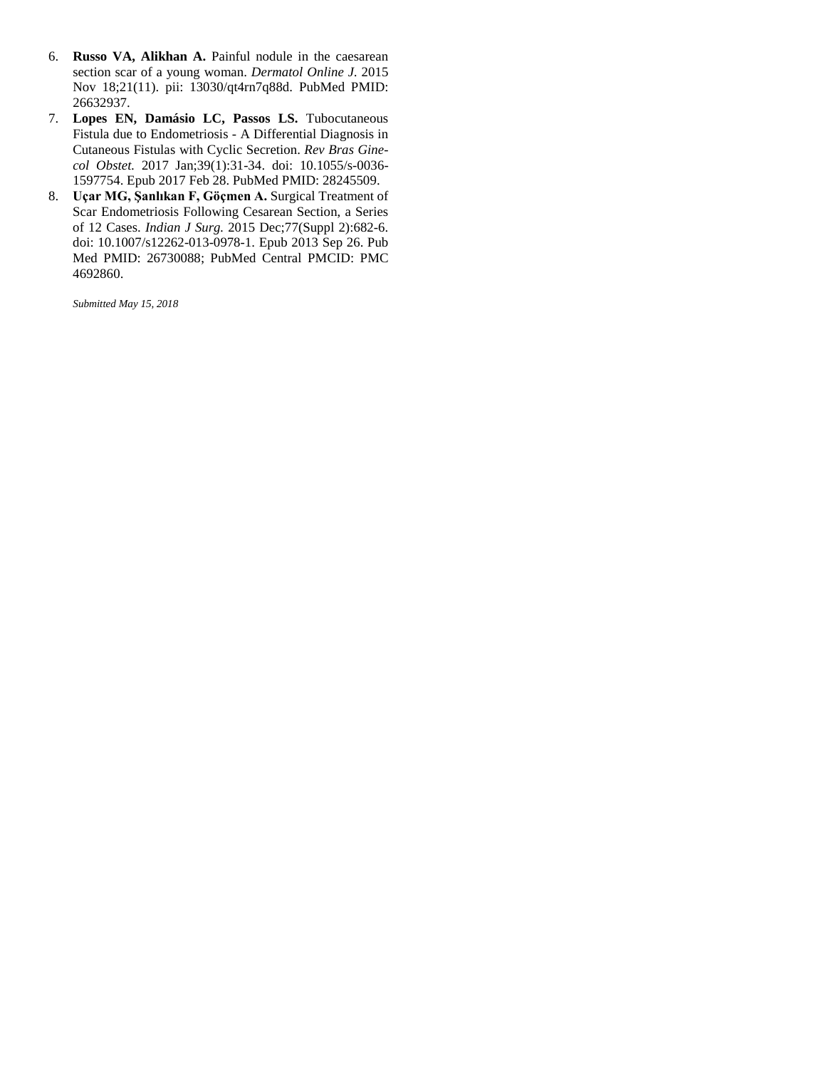6. **Russo VA, Alikhan A.** Painful nodule in the caesarean section scar of a young woman. *Dermatol Online J.* 2015 Nov 18;21(11). pii: 13030/qt4rn7q88d. PubMed PMID: 26632937.
7. **Lopes EN, Damásio LC, Passos LS.** Tubocutaneous Fistula due to Endometriosis - A Differential Diagnosis in Cutaneous Fistulas with Cyclic Secretion. *Rev Bras Ginecol Obstet.* 2017 Jan;39(1):31-34. doi: 10.1055/s-0036-1597754. Epub 2017 Feb 28. PubMed PMID: 28245509.
8. **Uçar MG, Şanlıkan F, Göçmen A.** Surgical Treatment of Scar Endometriosis Following Cesarean Section, a Series of 12 Cases. *Indian J Surg.* 2015 Dec;77(Suppl 2):682-6. doi: 10.1007/s12262-013-0978-1. Epub 2013 Sep 26. PubMed PMID: 26730088; PubMed Central PMCID: PMC4692860.

*Submitted May 15, 2018*